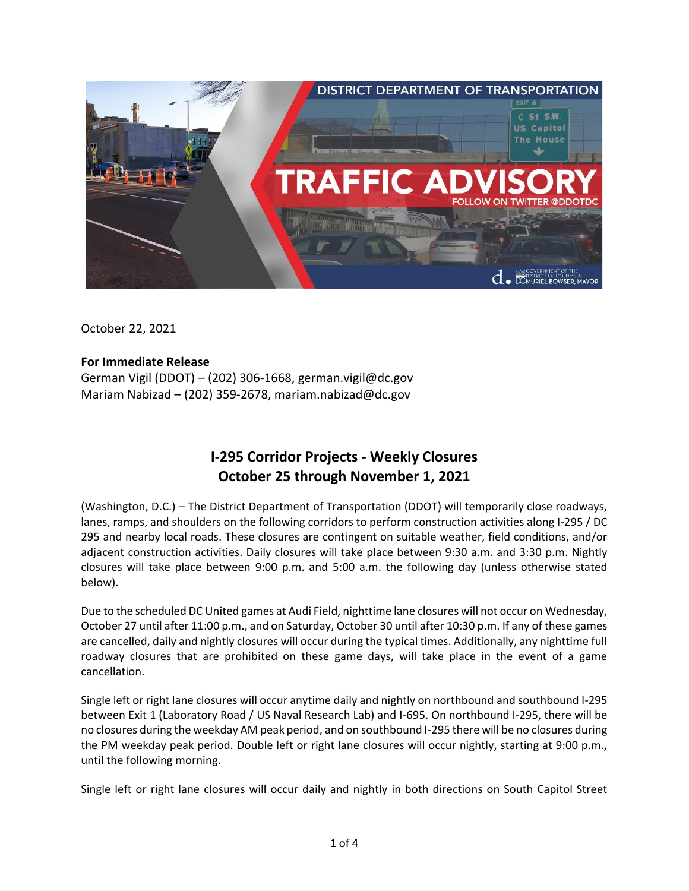October 22, 2021

**For Immediate Release**
German Vigil (DDOT) – (202) 306-1668, german.vigil@dc.gov
Mariam Nabizad – (202) 359-2678, mariam.nabizad@dc.gov

## I-295 Corridor Projects - Weekly Closures
## October 25 through November 1, 2021

(Washington, D.C.) – The District Department of Transportation (DDOT) will temporarily close roadways, lanes, ramps, and shoulders on the following corridors to perform construction activities along I-295 / DC 295 and nearby local roads. These closures are contingent on suitable weather, field conditions, and/or adjacent construction activities. Daily closures will take place between 9:30 a.m. and 3:30 p.m. Nightly closures will take place between 9:00 p.m. and 5:00 a.m. the following day (unless otherwise stated below).

Due to the scheduled DC United games at Audi Field, nighttime lane closures will not occur on Wednesday, October 27 until after 11:00 p.m., and on Saturday, October 30 until after 10:30 p.m. If any of these games are cancelled, daily and nightly closures will occur during the typical times. Additionally, any nighttime full roadway closures that are prohibited on these game days, will take place in the event of a game cancellation.

Single left or right lane closures will occur anytime daily and nightly on northbound and southbound I-295 between Exit 1 (Laboratory Road / US Naval Research Lab) and I-695. On northbound I-295, there will be no closures during the weekday AM peak period, and on southbound I-295 there will be no closures during the PM weekday peak period. Double left or right lane closures will occur nightly, starting at 9:00 p.m., until the following morning.

Single left or right lane closures will occur daily and nightly in both directions on South Capitol Street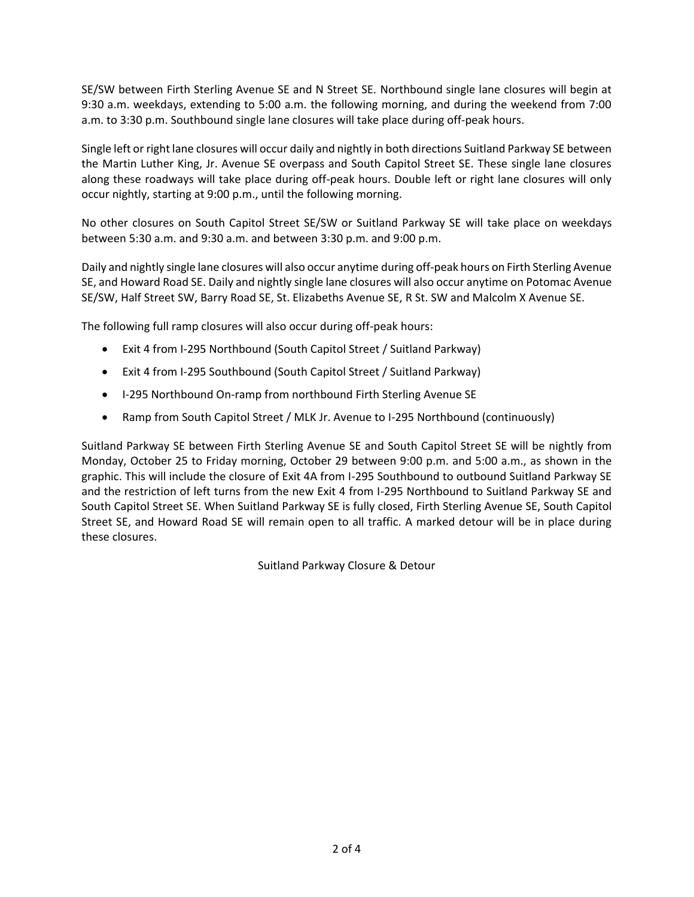SE/SW between Firth Sterling Avenue SE and N Street SE. Northbound single lane closures will begin at 9:30 a.m. weekdays, extending to 5:00 a.m. the following morning, and during the weekend from 7:00 a.m. to 3:30 p.m. Southbound single lane closures will take place during off-peak hours.

Single left or right lane closures will occur daily and nightly in both directions Suitland Parkway SE between the Martin Luther King, Jr. Avenue SE overpass and South Capitol Street SE. These single lane closures along these roadways will take place during off-peak hours. Double left or right lane closures will only occur nightly, starting at 9:00 p.m., until the following morning.

No other closures on South Capitol Street SE/SW or Suitland Parkway SE will take place on weekdays between 5:30 a.m. and 9:30 a.m. and between 3:30 p.m. and 9:00 p.m.

Daily and nightly single lane closures will also occur anytime during off-peak hours on Firth Sterling Avenue SE, and Howard Road SE. Daily and nightly single lane closures will also occur anytime on Potomac Avenue SE/SW, Half Street SW, Barry Road SE, St. Elizabeths Avenue SE, R St. SW and Malcolm X Avenue SE.

The following full ramp closures will also occur during off-peak hours:

- Exit 4 from I-295 Northbound (South Capitol Street / Suitland Parkway)
- Exit 4 from I-295 Southbound (South Capitol Street / Suitland Parkway)
- I-295 Northbound On-ramp from northbound Firth Sterling Avenue SE
- Ramp from South Capitol Street / MLK Jr. Avenue to I-295 Northbound (continuously)

Suitland Parkway SE between Firth Sterling Avenue SE and South Capitol Street SE will be nightly from Monday, October 25 to Friday morning, October 29 between 9:00 p.m. and 5:00 a.m., as shown in the graphic. This will include the closure of Exit 4A from I-295 Southbound to outbound Suitland Parkway SE and the restriction of left turns from the new Exit 4 from I-295 Northbound to Suitland Parkway SE and South Capitol Street SE. When Suitland Parkway SE is fully closed, Firth Sterling Avenue SE, South Capitol Street SE, and Howard Road SE will remain open to all traffic. A marked detour will be in place during these closures.

Suitland Parkway Closure & Detour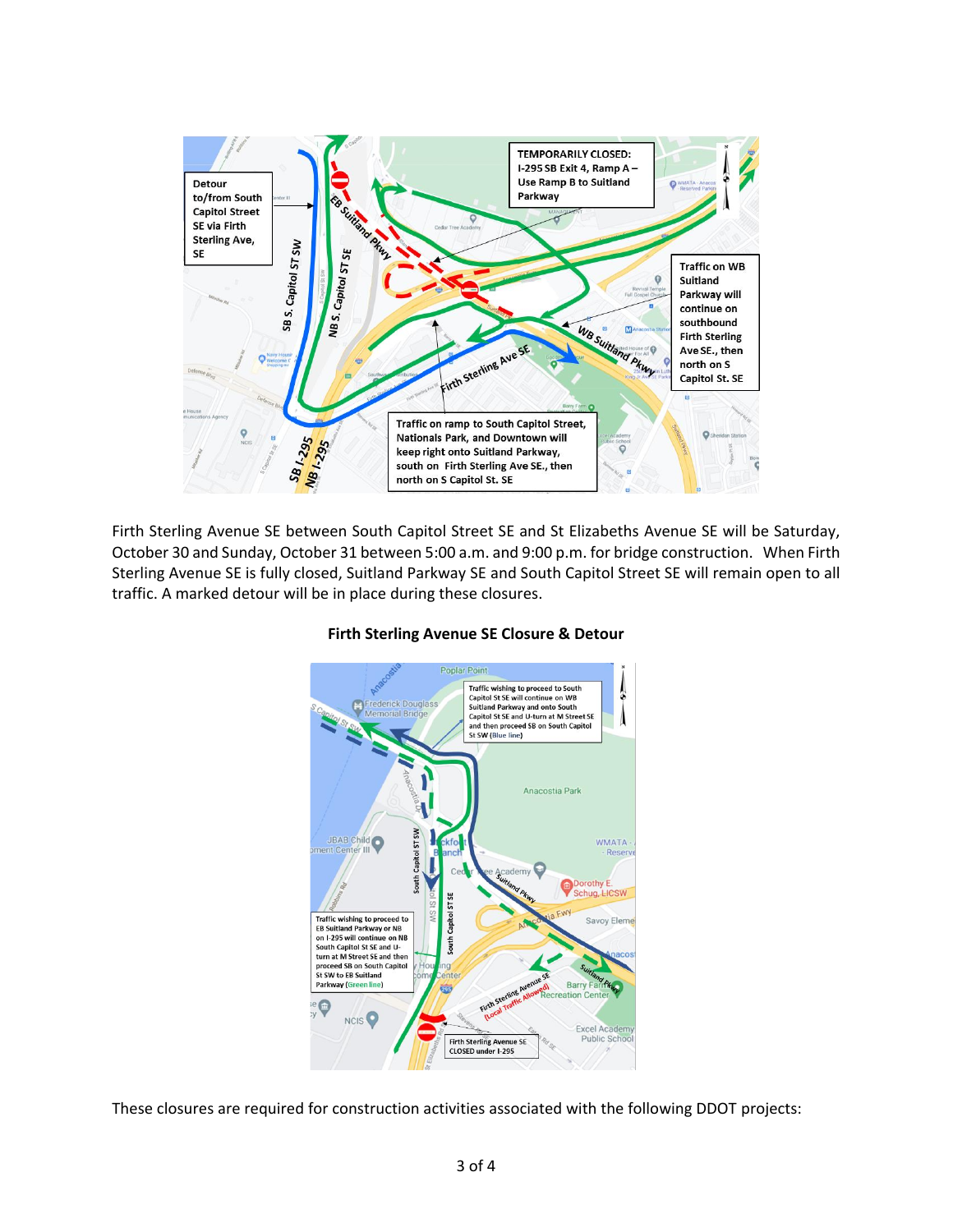Firth Sterling Avenue SE between South Capitol Street SE and St Elizabeths Avenue SE will be Saturday, October 30 and Sunday, October 31 between 5:00 a.m. and 9:00 p.m. for bridge construction. When Firth Sterling Avenue SE is fully closed, Suitland Parkway SE and South Capitol Street SE will remain open to all traffic. A marked detour will be in place during these closures.

**Firth Sterling Avenue SE Closure & Detour**

These closures are required for construction activities associated with the following DDOT projects: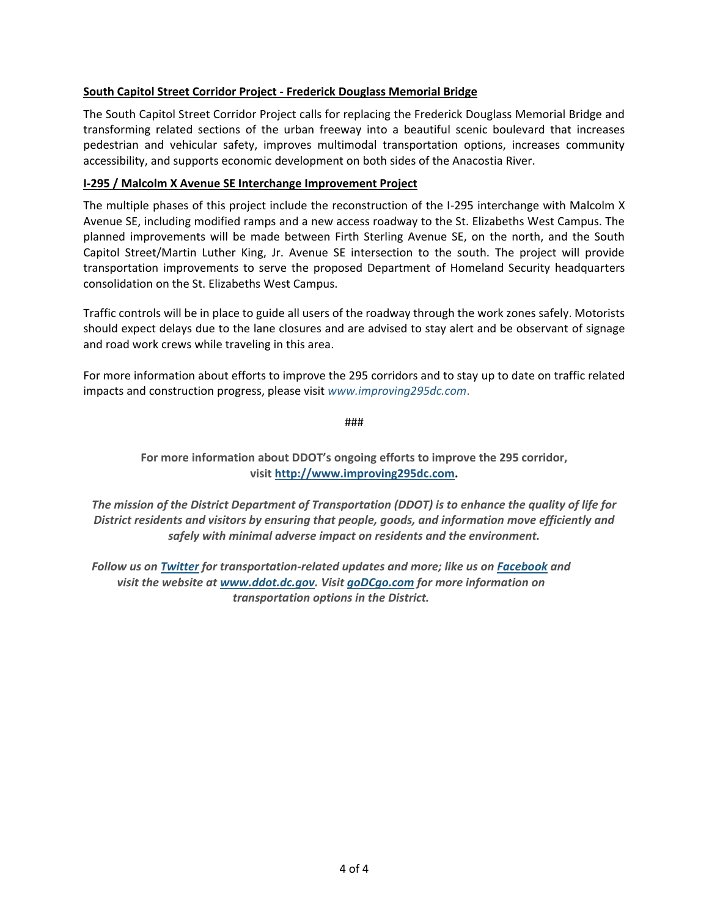**South Capitol Street Corridor Project - Frederick Douglass Memorial Bridge**

The South Capitol Street Corridor Project calls for replacing the Frederick Douglass Memorial Bridge and transforming related sections of the urban freeway into a beautiful scenic boulevard that increases pedestrian and vehicular safety, improves multimodal transportation options, increases community accessibility, and supports economic development on both sides of the Anacostia River.

**I-295 / Malcolm X Avenue SE Interchange Improvement Project**

The multiple phases of this project include the reconstruction of the I-295 interchange with Malcolm X Avenue SE, including modified ramps and a new access roadway to the St. Elizabeths West Campus. The planned improvements will be made between Firth Sterling Avenue SE, on the north, and the South Capitol Street/Martin Luther King, Jr. Avenue SE intersection to the south. The project will provide transportation improvements to serve the proposed Department of Homeland Security headquarters consolidation on the St. Elizabeths West Campus.

Traffic controls will be in place to guide all users of the roadway through the work zones safely. Motorists should expect delays due to the lane closures and are advised to stay alert and be observant of signage and road work crews while traveling in this area.

For more information about efforts to improve the 295 corridors and to stay up to date on traffic related impacts and construction progress, please visit *www.improving295dc.com*.

###

**For more information about DDOT's ongoing efforts to improve the 295 corridor, visit [http://www.improving295dc.com](http://www.improving295dc.com).**

***The mission of the District Department of Transportation (DDOT) is to enhance the quality of life for District residents and visitors by ensuring that people, goods, and information move efficiently and safely with minimal adverse impact on residents and the environment.***

***Follow us on Twitter for transportation-related updates and more; like us on Facebook and visit the website at www.ddot.dc.gov. Visit goDCgo.com for more information on transportation options in the District.***